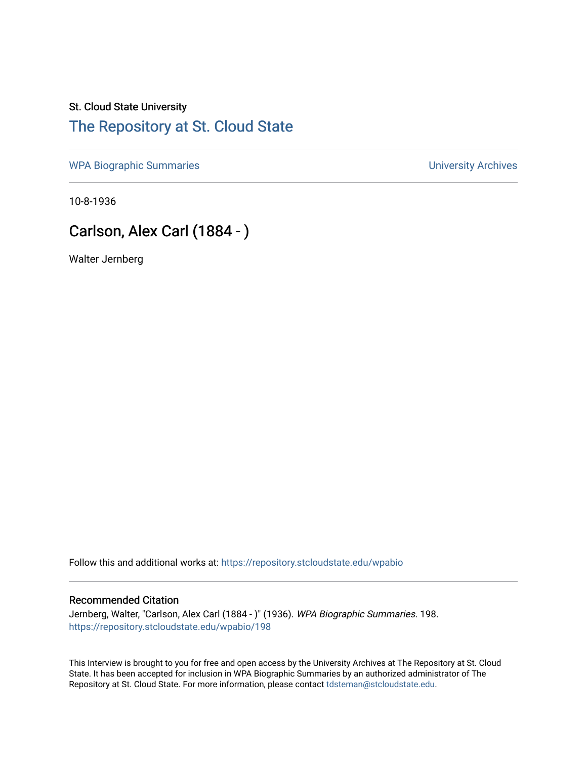St. Cloud State University

# The Repository at St. Cloud State

WPA Biographic Summaries

University Archives

10-8-1936

## Carlson, Alex Carl (1884 - )

Walter Jernberg

Follow this and additional works at: https://repository.stcloudstate.edu/wpabio

### Recommended Citation

Jernberg, Walter, "Carlson, Alex Carl (1884 - )" (1936). *WPA Biographic Summaries*. 198.
https://repository.stcloudstate.edu/wpabio/198

This Interview is brought to you for free and open access by the University Archives at The Repository at St. Cloud State. It has been accepted for inclusion in WPA Biographic Summaries by an authorized administrator of The Repository at St. Cloud State. For more information, please contact tdsteman@stcloudstate.edu.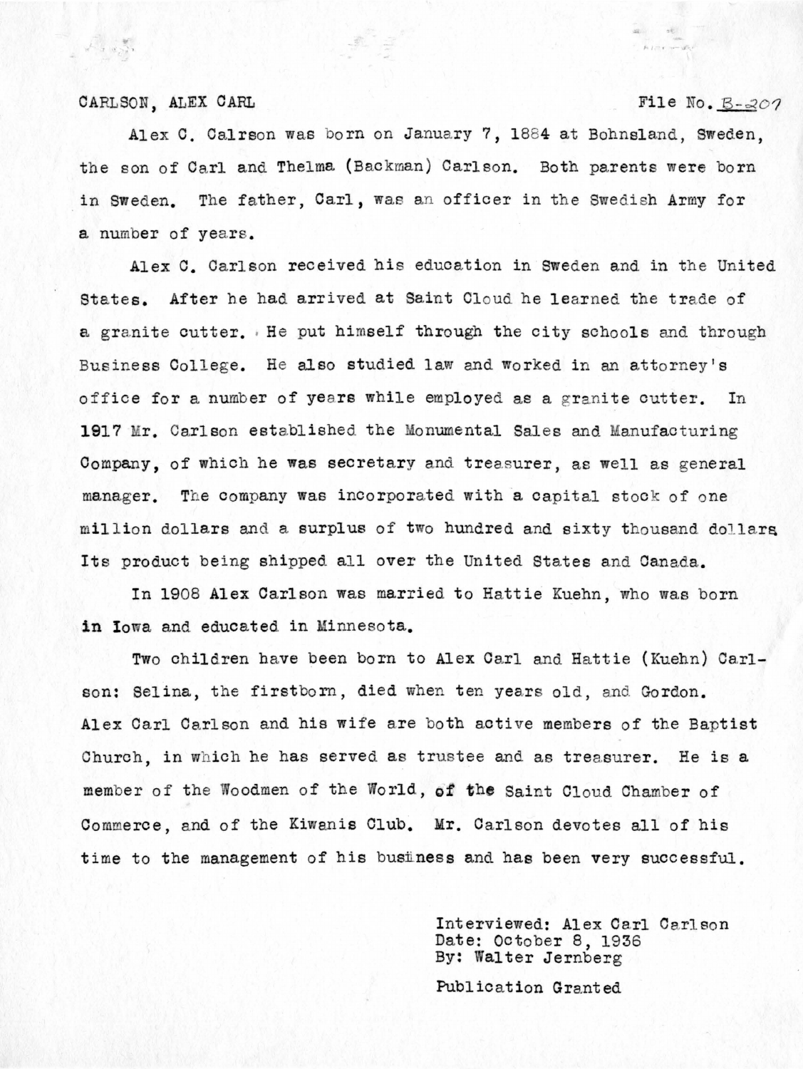CARLSON, ALEX CARL File No. B-207

Alex C. Calrson was born on January 7, 1884 at Bohnsland, Sweden, the son of Carl and Thelma (Backman) Carlson. Both parents were born in Sweden. The father, Carl, was an officer in the Swedish Army for a number of years.

Alex C. Carlson received his education in Sweden and in the United States. After he had arrived at Saint Cloud he learned the trade of a granite cutter. He put himself through the city schools and through Business College. He also studied law and worked in an attorney's office for a number of years while employed as a granite cutter. In 1917 Mr. Carlson established the Monumental Sales and Manufacturing Company, of which he was secretary and treasurer, as well as general manager. The company was incorporated with a capital stock of one million dollars and a surplus of two hundred and sixty thousand dollars Its product being shipped all over the United States and Canada.

In 1908 Alex Carlson was married to Hattie Kuehn, who was born in Iowa and educated in Minnesota.

Two children have been born to Alex Carl and Hattie (Kuehn) Carlson: Selina, the firstborn, died when ten years old, and Gordon. Alex Carl Carlson and his wife are both active members of the Baptist Church, in which he has served as trustee and as treasurer. He is a member of the Woodmen of the World, of the Saint Cloud Chamber of Commerce, and of the Kiwanis Club. Mr. Carlson devotes all of his time to the management of his business and has been very successful.

Interviewed: Alex Carl Carlson
Date: October 8, 1936
By: Walter Jernberg

Publication Granted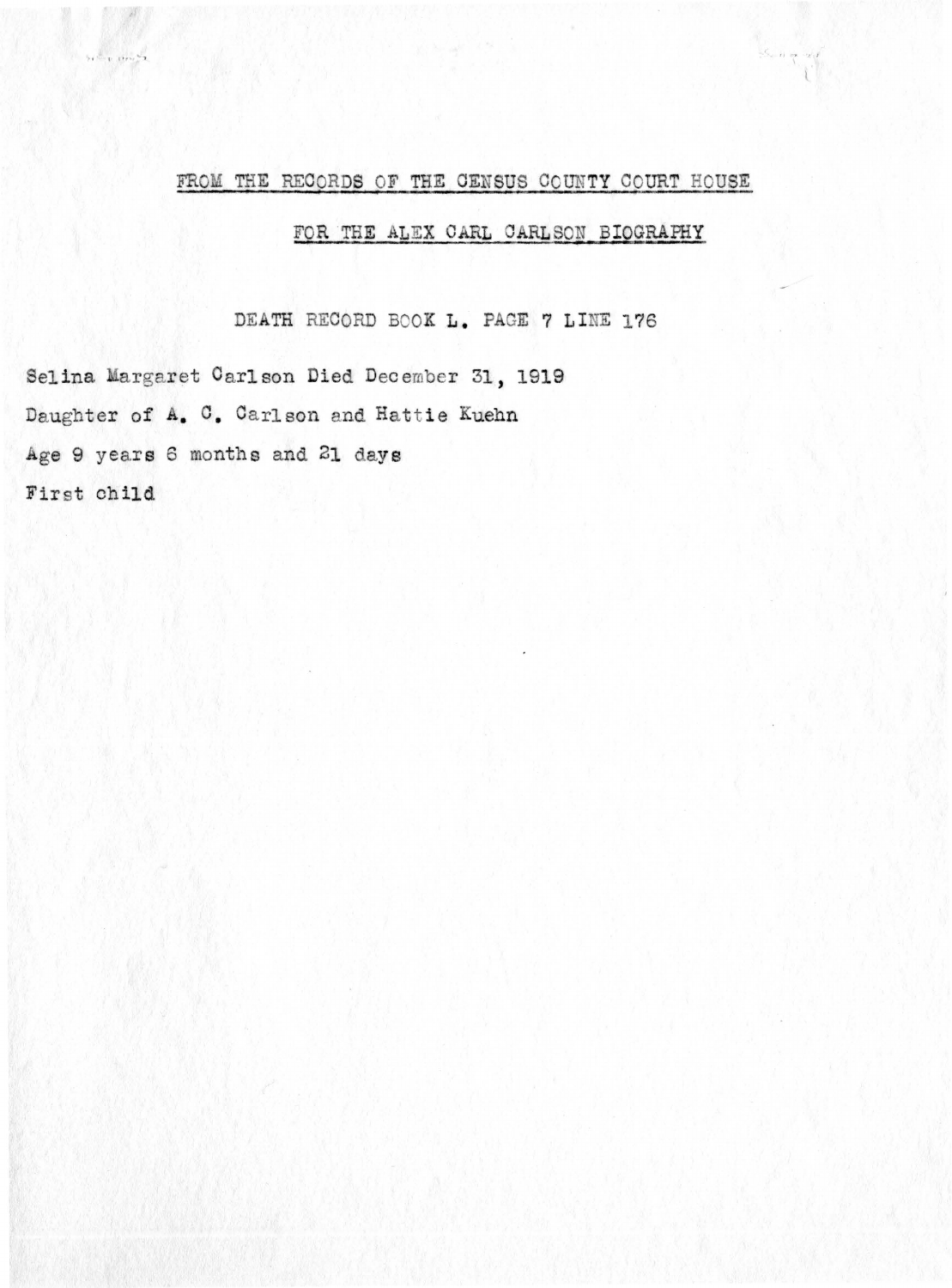FROM THE RECORDS OF THE CENSUS COUNTY COURT HOUSE

FOR THE ALEX CARL CARLSON BIOGRAPHY

DEATH RECORD BOOK L. PAGE 7 LINE 176

Selina Margaret Carlson Died December 31, 1919

Daughter of A. C. Carlson and Hattie Kuehn

Age 9 years 6 months and 21 days

First child